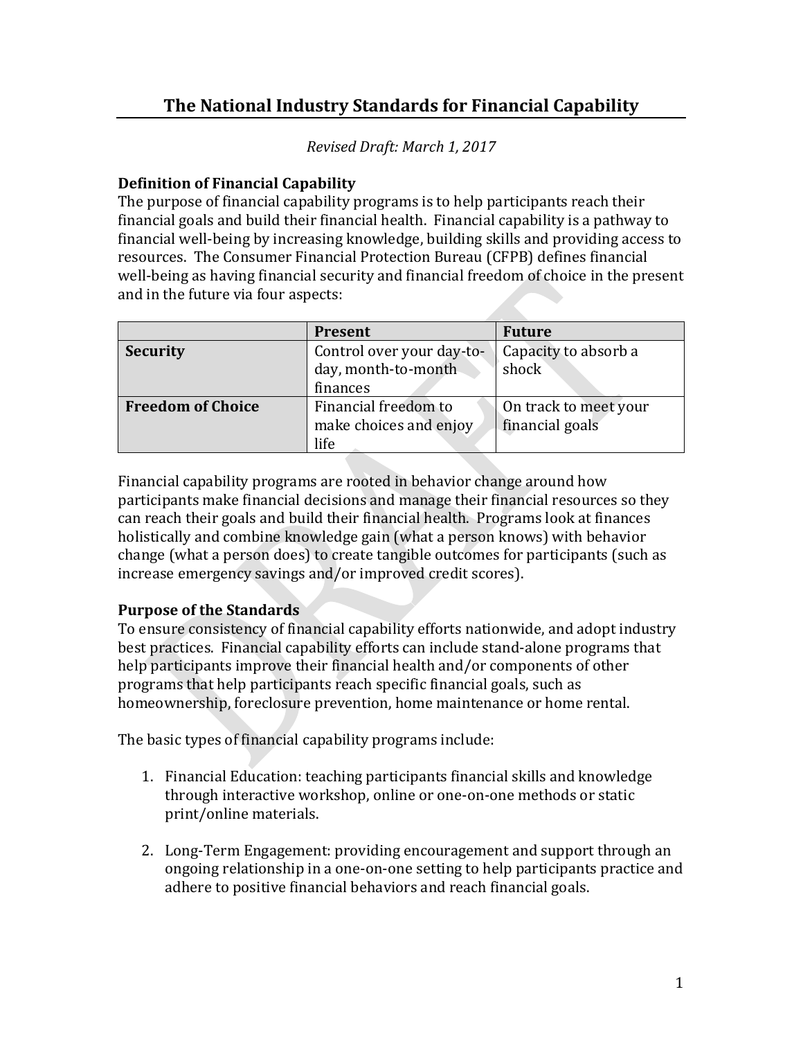# The National Industry Standards for Financial Capability

*Revised Draft: March 1, 2017*

**Definition of Financial Capability**

The purpose of financial capability programs is to help participants reach their financial goals and build their financial health. Financial capability is a pathway to financial well-being by increasing knowledge, building skills and providing access to resources. The Consumer Financial Protection Bureau (CFPB) defines financial well-being as having financial security and financial freedom of choice in the present and in the future via four aspects:

| | Present | Future |
|---|---|---|
| **Security** | Control over your day-to-day, month-to-month finances | Capacity to absorb a shock |
| **Freedom of Choice** | Financial freedom to make choices and enjoy life | On track to meet your financial goals |

Financial capability programs are rooted in behavior change around how participants make financial decisions and manage their financial resources so they can reach their goals and build their financial health. Programs look at finances holistically and combine knowledge gain (what a person knows) with behavior change (what a person does) to create tangible outcomes for participants (such as increase emergency savings and/or improved credit scores).

**Purpose of the Standards**

To ensure consistency of financial capability efforts nationwide, and adopt industry best practices. Financial capability efforts can include stand-alone programs that help participants improve their financial health and/or components of other programs that help participants reach specific financial goals, such as homeownership, foreclosure prevention, home maintenance or home rental.

The basic types of financial capability programs include:

1. Financial Education: teaching participants financial skills and knowledge through interactive workshop, online or one-on-one methods or static print/online materials.

2. Long-Term Engagement: providing encouragement and support through an ongoing relationship in a one-on-one setting to help participants practice and adhere to positive financial behaviors and reach financial goals.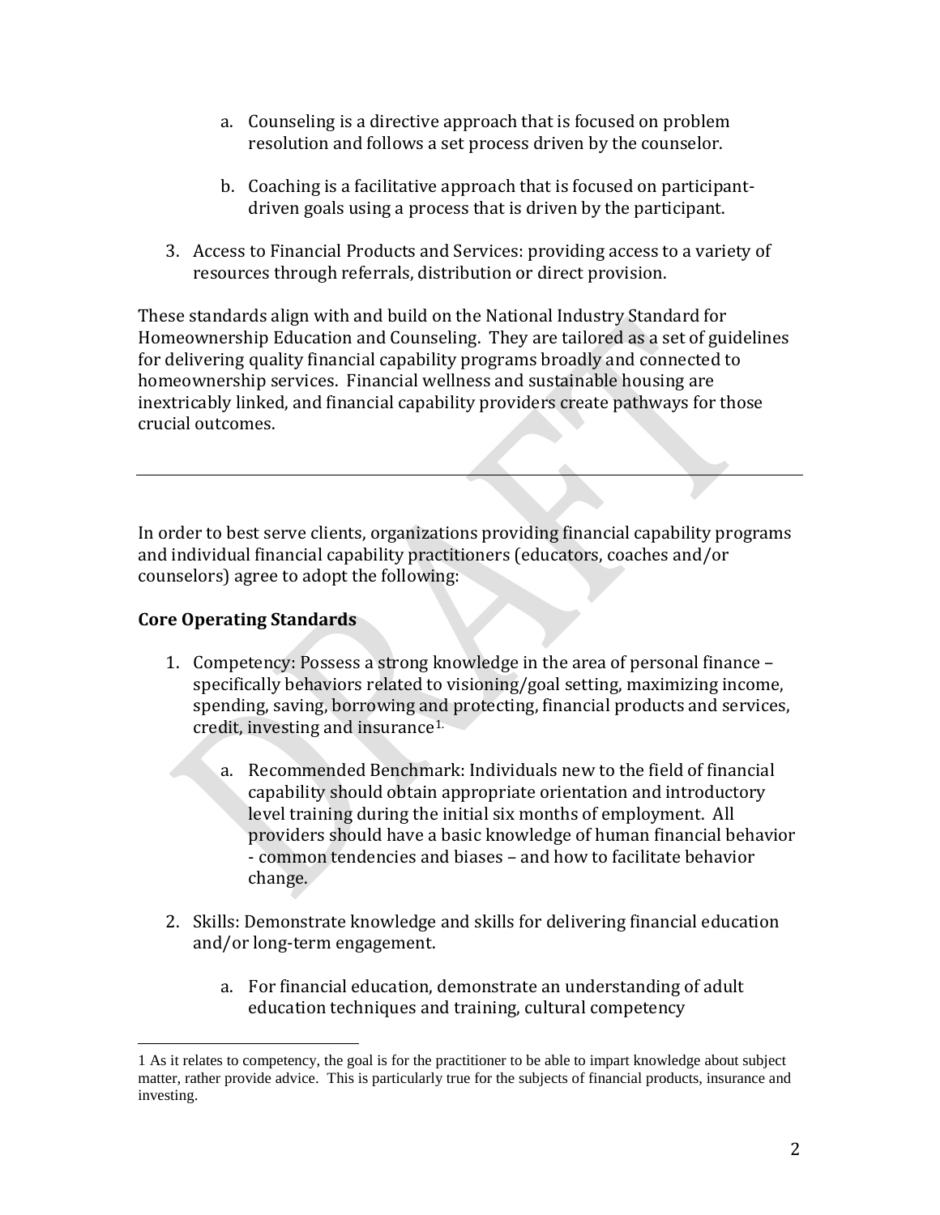a. Counseling is a directive approach that is focused on problem resolution and follows a set process driven by the counselor.

b. Coaching is a facilitative approach that is focused on participant-driven goals using a process that is driven by the participant.

3. Access to Financial Products and Services: providing access to a variety of resources through referrals, distribution or direct provision.

These standards align with and build on the National Industry Standard for Homeownership Education and Counseling. They are tailored as a set of guidelines for delivering quality financial capability programs broadly and connected to homeownership services. Financial wellness and sustainable housing are inextricably linked, and financial capability providers create pathways for those crucial outcomes.

---

In order to best serve clients, organizations providing financial capability programs and individual financial capability practitioners (educators, coaches and/or counselors) agree to adopt the following:

**Core Operating Standards**

1. Competency: Possess a strong knowledge in the area of personal finance – specifically behaviors related to visioning/goal setting, maximizing income, spending, saving, borrowing and protecting, financial products and services, credit, investing and insurance[1].

    a. Recommended Benchmark: Individuals new to the field of financial capability should obtain appropriate orientation and introductory level training during the initial six months of employment. All providers should have a basic knowledge of human financial behavior - common tendencies and biases – and how to facilitate behavior change.

2. Skills: Demonstrate knowledge and skills for delivering financial education and/or long-term engagement.

    a. For financial education, demonstrate an understanding of adult education techniques and training, cultural competency

---

1 As it relates to competency, the goal is for the practitioner to be able to impart knowledge about subject matter, rather provide advice. This is particularly true for the subjects of financial products, insurance and investing.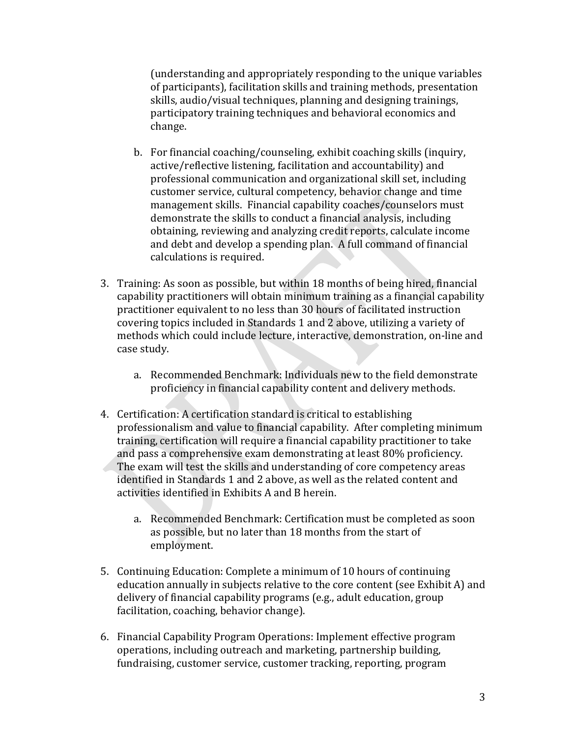(understanding and appropriately responding to the unique variables of participants), facilitation skills and training methods, presentation skills, audio/visual techniques, planning and designing trainings, participatory training techniques and behavioral economics and change.

b. For financial coaching/counseling, exhibit coaching skills (inquiry, active/reflective listening, facilitation and accountability) and professional communication and organizational skill set, including customer service, cultural competency, behavior change and time management skills. Financial capability coaches/counselors must demonstrate the skills to conduct a financial analysis, including obtaining, reviewing and analyzing credit reports, calculate income and debt and develop a spending plan. A full command of financial calculations is required.

3. Training: As soon as possible, but within 18 months of being hired, financial capability practitioners will obtain minimum training as a financial capability practitioner equivalent to no less than 30 hours of facilitated instruction covering topics included in Standards 1 and 2 above, utilizing a variety of methods which could include lecture, interactive, demonstration, on-line and case study.

   a. Recommended Benchmark: Individuals new to the field demonstrate proficiency in financial capability content and delivery methods.

4. Certification: A certification standard is critical to establishing professionalism and value to financial capability. After completing minimum training, certification will require a financial capability practitioner to take and pass a comprehensive exam demonstrating at least 80% proficiency. The exam will test the skills and understanding of core competency areas identified in Standards 1 and 2 above, as well as the related content and activities identified in Exhibits A and B herein.

   a. Recommended Benchmark: Certification must be completed as soon as possible, but no later than 18 months from the start of employment.

5. Continuing Education: Complete a minimum of 10 hours of continuing education annually in subjects relative to the core content (see Exhibit A) and delivery of financial capability programs (e.g., adult education, group facilitation, coaching, behavior change).

6. Financial Capability Program Operations: Implement effective program operations, including outreach and marketing, partnership building, fundraising, customer service, customer tracking, reporting, program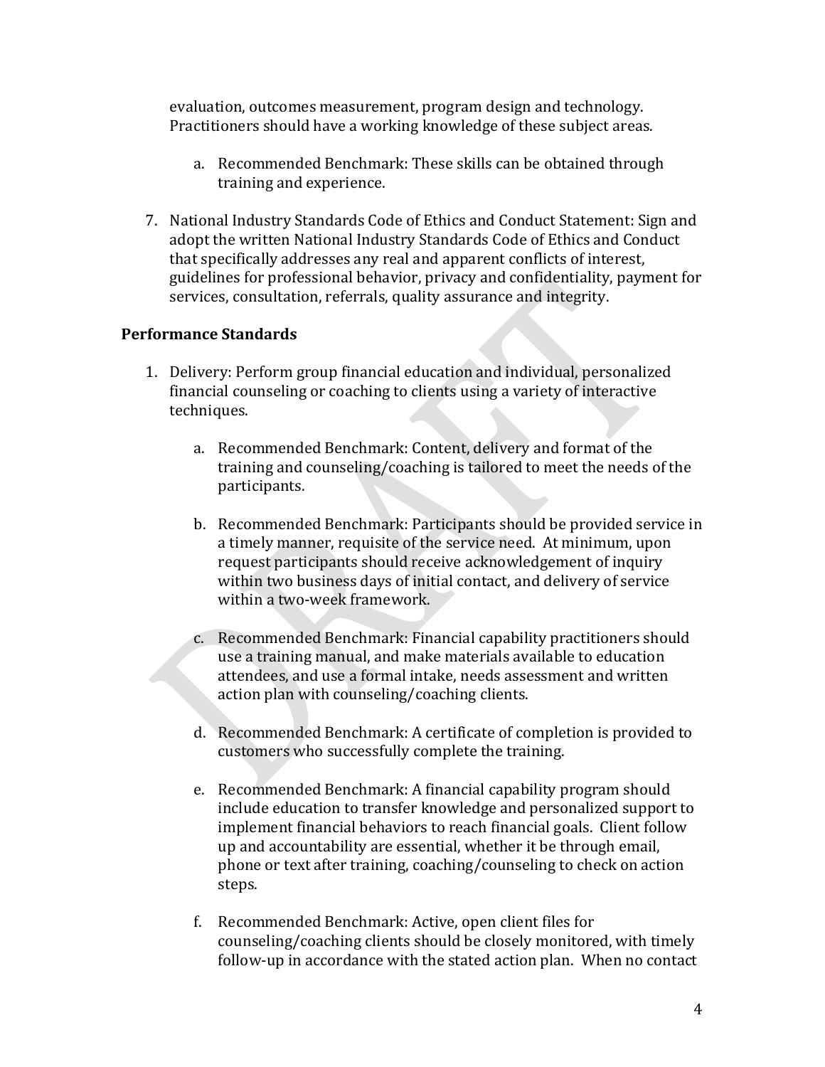evaluation, outcomes measurement, program design and technology. Practitioners should have a working knowledge of these subject areas.

   a. Recommended Benchmark: These skills can be obtained through training and experience.

7. National Industry Standards Code of Ethics and Conduct Statement: Sign and adopt the written National Industry Standards Code of Ethics and Conduct that specifically addresses any real and apparent conflicts of interest, guidelines for professional behavior, privacy and confidentiality, payment for services, consultation, referrals, quality assurance and integrity.

**Performance Standards**

1. Delivery: Perform group financial education and individual, personalized financial counseling or coaching to clients using a variety of interactive techniques.

   a. Recommended Benchmark: Content, delivery and format of the training and counseling/coaching is tailored to meet the needs of the participants.

   b. Recommended Benchmark: Participants should be provided service in a timely manner, requisite of the service need. At minimum, upon request participants should receive acknowledgement of inquiry within two business days of initial contact, and delivery of service within a two-week framework.

   c. Recommended Benchmark: Financial capability practitioners should use a training manual, and make materials available to education attendees, and use a formal intake, needs assessment and written action plan with counseling/coaching clients.

   d. Recommended Benchmark: A certificate of completion is provided to customers who successfully complete the training.

   e. Recommended Benchmark: A financial capability program should include education to transfer knowledge and personalized support to implement financial behaviors to reach financial goals. Client follow up and accountability are essential, whether it be through email, phone or text after training, coaching/counseling to check on action steps.

   f. Recommended Benchmark: Active, open client files for counseling/coaching clients should be closely monitored, with timely follow-up in accordance with the stated action plan. When no contact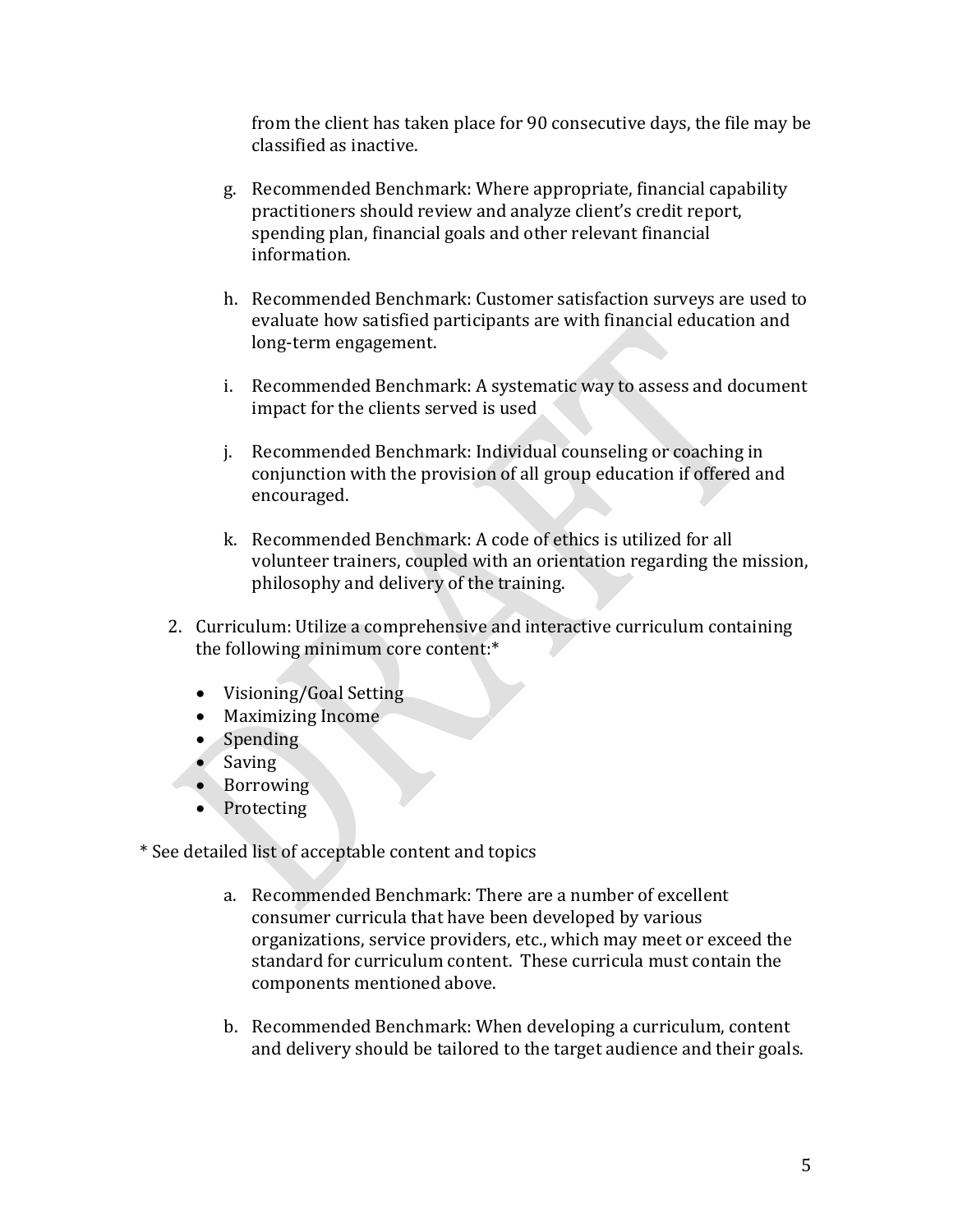from the client has taken place for 90 consecutive days, the file may be classified as inactive.

g. Recommended Benchmark: Where appropriate, financial capability practitioners should review and analyze client's credit report, spending plan, financial goals and other relevant financial information.

h. Recommended Benchmark: Customer satisfaction surveys are used to evaluate how satisfied participants are with financial education and long-term engagement.

i. Recommended Benchmark: A systematic way to assess and document impact for the clients served is used

j. Recommended Benchmark: Individual counseling or coaching in conjunction with the provision of all group education if offered and encouraged.

k. Recommended Benchmark: A code of ethics is utilized for all volunteer trainers, coupled with an orientation regarding the mission, philosophy and delivery of the training.

2. Curriculum: Utilize a comprehensive and interactive curriculum containing the following minimum core content:*

- Visioning/Goal Setting
- Maximizing Income
- Spending
- Saving
- Borrowing
- Protecting

\* See detailed list of acceptable content and topics

a. Recommended Benchmark: There are a number of excellent consumer curricula that have been developed by various organizations, service providers, etc., which may meet or exceed the standard for curriculum content. These curricula must contain the components mentioned above.

b. Recommended Benchmark: When developing a curriculum, content and delivery should be tailored to the target audience and their goals.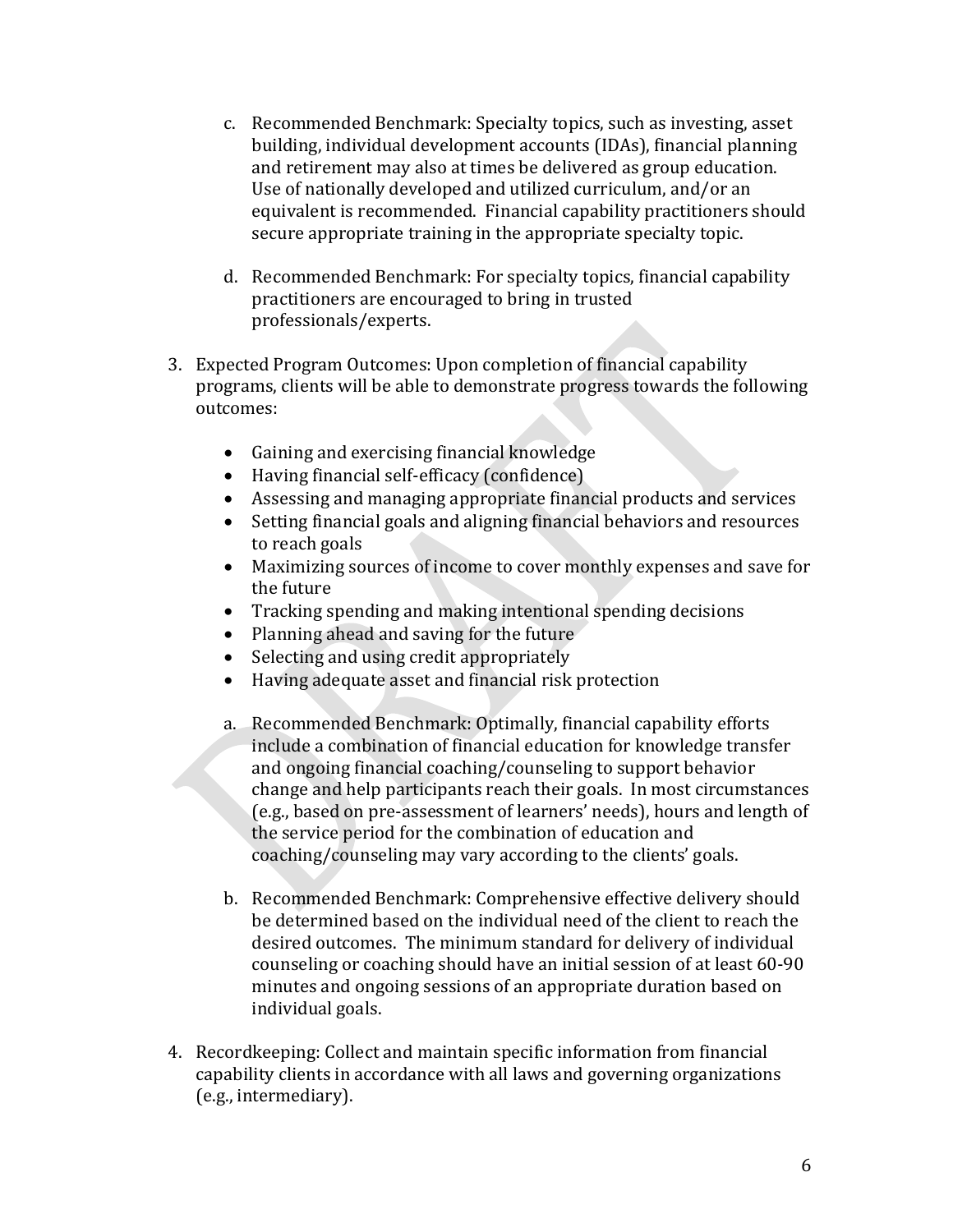c. Recommended Benchmark: Specialty topics, such as investing, asset building, individual development accounts (IDAs), financial planning and retirement may also at times be delivered as group education. Use of nationally developed and utilized curriculum, and/or an equivalent is recommended. Financial capability practitioners should secure appropriate training in the appropriate specialty topic.

d. Recommended Benchmark: For specialty topics, financial capability practitioners are encouraged to bring in trusted professionals/experts.

3. Expected Program Outcomes: Upon completion of financial capability programs, clients will be able to demonstrate progress towards the following outcomes:

   - Gaining and exercising financial knowledge
   - Having financial self-efficacy (confidence)
   - Assessing and managing appropriate financial products and services
   - Setting financial goals and aligning financial behaviors and resources to reach goals
   - Maximizing sources of income to cover monthly expenses and save for the future
   - Tracking spending and making intentional spending decisions
   - Planning ahead and saving for the future
   - Selecting and using credit appropriately
   - Having adequate asset and financial risk protection

   a. Recommended Benchmark: Optimally, financial capability efforts include a combination of financial education for knowledge transfer and ongoing financial coaching/counseling to support behavior change and help participants reach their goals. In most circumstances (e.g., based on pre-assessment of learners' needs), hours and length of the service period for the combination of education and coaching/counseling may vary according to the clients' goals.

   b. Recommended Benchmark: Comprehensive effective delivery should be determined based on the individual need of the client to reach the desired outcomes. The minimum standard for delivery of individual counseling or coaching should have an initial session of at least 60-90 minutes and ongoing sessions of an appropriate duration based on individual goals.

4. Recordkeeping: Collect and maintain specific information from financial capability clients in accordance with all laws and governing organizations (e.g., intermediary).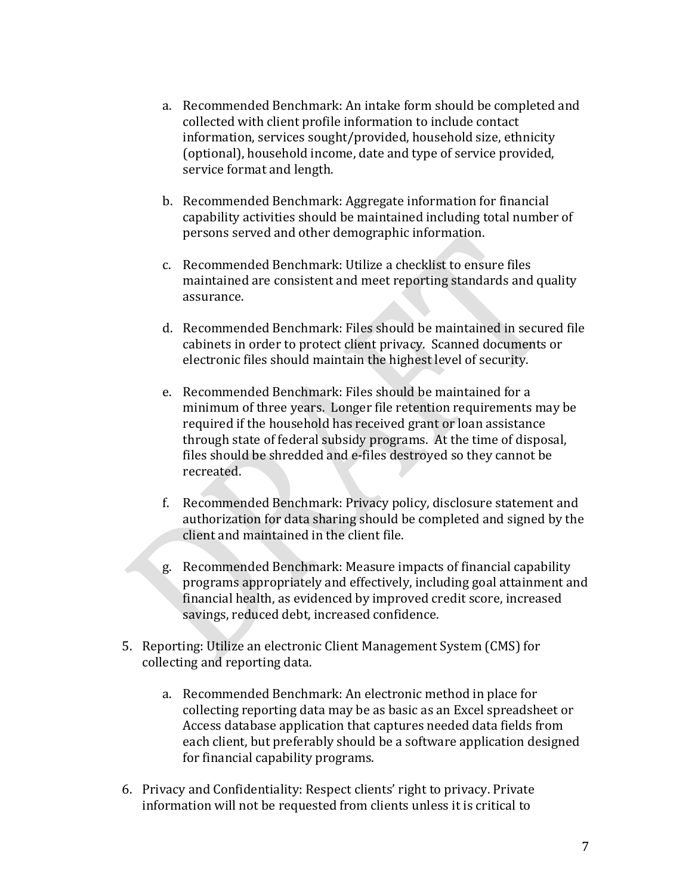a. Recommended Benchmark: An intake form should be completed and collected with client profile information to include contact information, services sought/provided, household size, ethnicity (optional), household income, date and type of service provided, service format and length.

b. Recommended Benchmark: Aggregate information for financial capability activities should be maintained including total number of persons served and other demographic information.

c. Recommended Benchmark: Utilize a checklist to ensure files maintained are consistent and meet reporting standards and quality assurance.

d. Recommended Benchmark: Files should be maintained in secured file cabinets in order to protect client privacy. Scanned documents or electronic files should maintain the highest level of security.

e. Recommended Benchmark: Files should be maintained for a minimum of three years. Longer file retention requirements may be required if the household has received grant or loan assistance through state of federal subsidy programs. At the time of disposal, files should be shredded and e-files destroyed so they cannot be recreated.

f. Recommended Benchmark: Privacy policy, disclosure statement and authorization for data sharing should be completed and signed by the client and maintained in the client file.

g. Recommended Benchmark: Measure impacts of financial capability programs appropriately and effectively, including goal attainment and financial health, as evidenced by improved credit score, increased savings, reduced debt, increased confidence.

5. Reporting: Utilize an electronic Client Management System (CMS) for collecting and reporting data.

    a. Recommended Benchmark: An electronic method in place for collecting reporting data may be as basic as an Excel spreadsheet or Access database application that captures needed data fields from each client, but preferably should be a software application designed for financial capability programs.

6. Privacy and Confidentiality: Respect clients' right to privacy. Private information will not be requested from clients unless it is critical to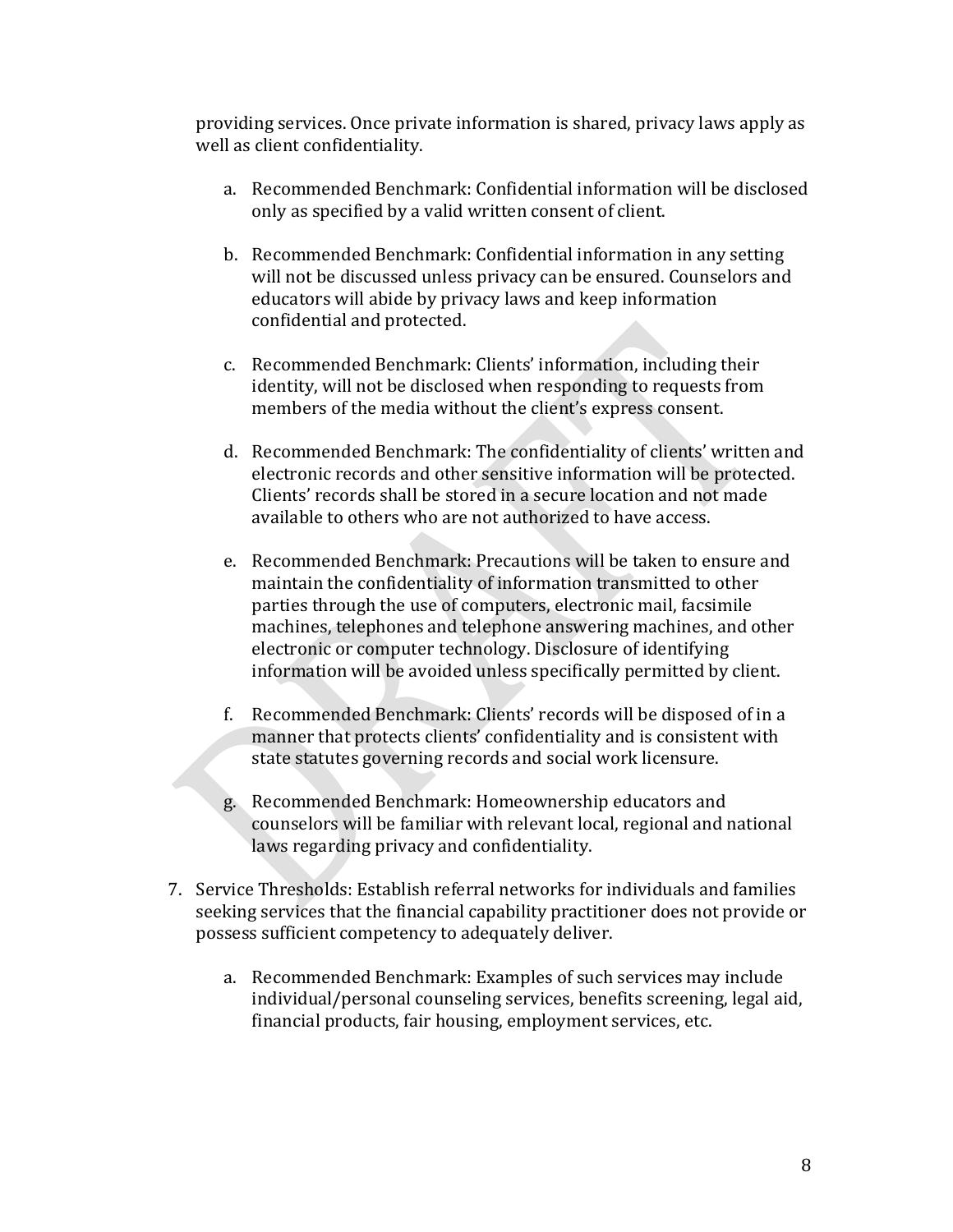providing services. Once private information is shared, privacy laws apply as well as client confidentiality.

   a. Recommended Benchmark: Confidential information will be disclosed only as specified by a valid written consent of client.

   b. Recommended Benchmark: Confidential information in any setting will not be discussed unless privacy can be ensured. Counselors and educators will abide by privacy laws and keep information confidential and protected.

   c. Recommended Benchmark: Clients' information, including their identity, will not be disclosed when responding to requests from members of the media without the client's express consent.

   d. Recommended Benchmark: The confidentiality of clients' written and electronic records and other sensitive information will be protected. Clients' records shall be stored in a secure location and not made available to others who are not authorized to have access.

   e. Recommended Benchmark: Precautions will be taken to ensure and maintain the confidentiality of information transmitted to other parties through the use of computers, electronic mail, facsimile machines, telephones and telephone answering machines, and other electronic or computer technology. Disclosure of identifying information will be avoided unless specifically permitted by client.

   f. Recommended Benchmark: Clients' records will be disposed of in a manner that protects clients' confidentiality and is consistent with state statutes governing records and social work licensure.

   g. Recommended Benchmark: Homeownership educators and counselors will be familiar with relevant local, regional and national laws regarding privacy and confidentiality.

7. Service Thresholds: Establish referral networks for individuals and families seeking services that the financial capability practitioner does not provide or possess sufficient competency to adequately deliver.

   a. Recommended Benchmark: Examples of such services may include individual/personal counseling services, benefits screening, legal aid, financial products, fair housing, employment services, etc.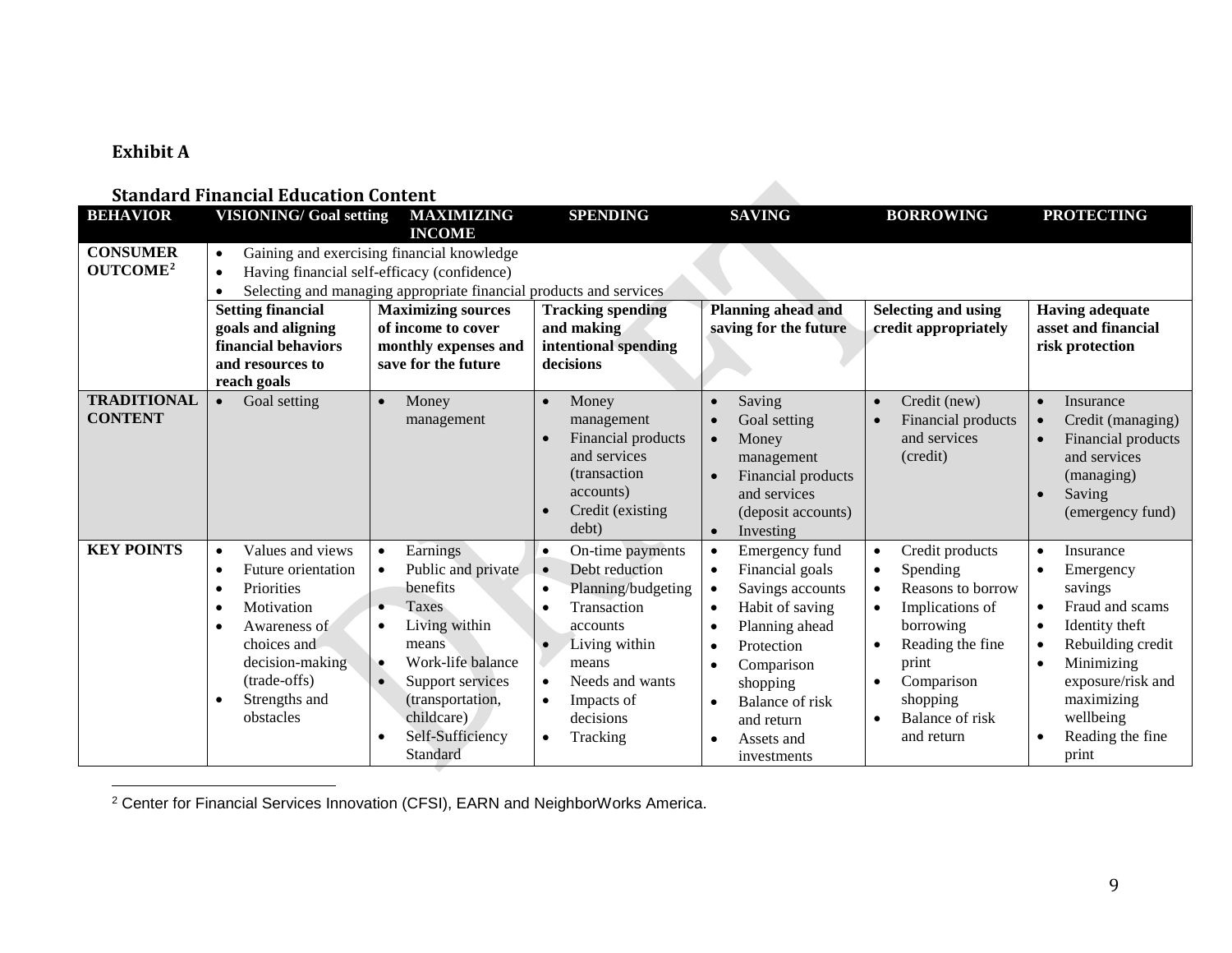### Exhibit A

### Standard Financial Education Content

| BEHAVIOR | VISIONING/ Goal setting | MAXIMIZING INCOME | SPENDING | SAVING | BORROWING | PROTECTING |
|---|---|---|---|---|---|---|
| CONSUMER OUTCOME[2] | • Gaining and exercising financial knowledge<br>• Having financial self-efficacy (confidence)<br>• Selecting and managing appropriate financial products and services | | | | | |
| | **Setting financial goals and aligning financial behaviors and resources to reach goals** | **Maximizing sources of income to cover monthly expenses and save for the future** | **Tracking spending and making intentional spending decisions** | **Planning ahead and saving for the future** | **Selecting and using credit appropriately** | **Having adequate asset and financial risk protection** |
| TRADITIONAL CONTENT | • Goal setting | • Money management | • Money management<br>• Financial products and services (transaction accounts)<br>• Credit (existing debt) | • Saving<br>• Goal setting<br>• Money management<br>• Financial products and services (deposit accounts)<br>• Investing | • Credit (new)<br>• Financial products and services (credit) | • Insurance<br>• Credit (managing)<br>• Financial products and services (managing)<br>• Saving (emergency fund) |
| KEY POINTS | • Values and views<br>• Future orientation<br>• Priorities<br>• Motivation<br>• Awareness of choices and decision-making (trade-offs)<br>• Strengths and obstacles | • Earnings<br>• Public and private benefits<br>• Taxes<br>• Living within means<br>• Work-life balance<br>• Support services (transportation, childcare)<br>• Self-Sufficiency Standard | • On-time payments<br>• Debt reduction<br>• Planning/budgeting<br>• Transaction accounts<br>• Living within means<br>• Needs and wants<br>• Impacts of decisions<br>• Tracking | • Emergency fund<br>• Financial goals<br>• Savings accounts<br>• Habit of saving<br>• Planning ahead<br>• Protection<br>• Comparison shopping<br>• Balance of risk and return<br>• Assets and investments | • Credit products<br>• Spending<br>• Reasons to borrow<br>• Implications of borrowing<br>• Reading the fine print<br>• Comparison shopping<br>• Balance of risk and return | • Insurance<br>• Emergency savings<br>• Fraud and scams<br>• Identity theft<br>• Rebuilding credit<br>• Minimizing exposure/risk and maximizing wellbeing<br>• Reading the fine print |

[2] Center for Financial Services Innovation (CFSI), EARN and NeighborWorks America.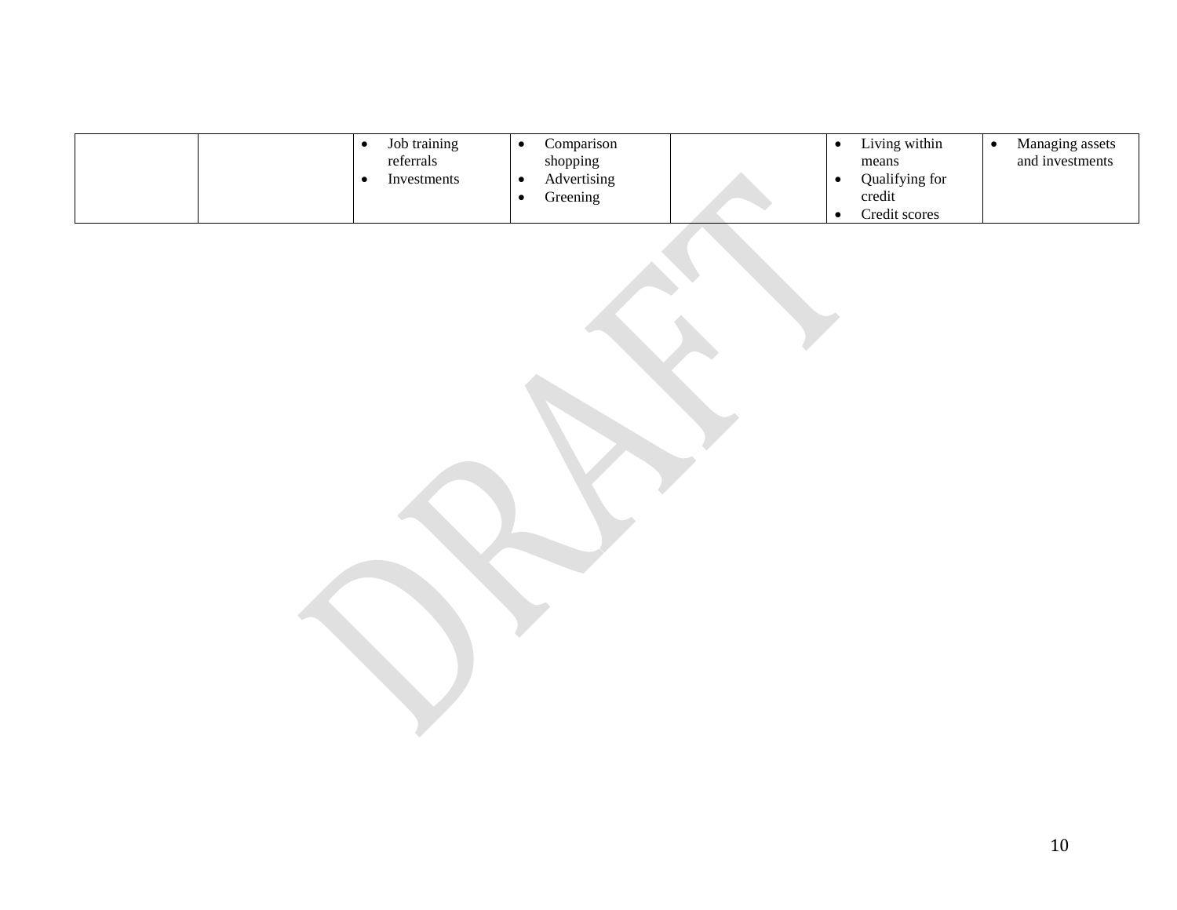| | | | | | | |
|---|---|---|---|---|---|---|
| | | • Job training referrals<br>• Investments | • Comparison shopping<br>• Advertising<br>• Greening | | • Living within means<br>• Qualifying for credit<br>• Credit scores | • Managing assets and investments |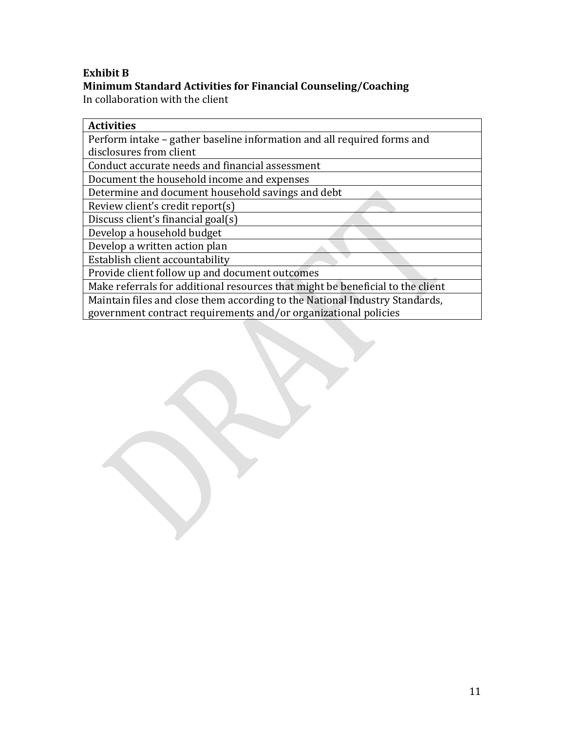**Exhibit B**

**Minimum Standard Activities for Financial Counseling/Coaching**

In collaboration with the client

| **Activities** |
|---|
| Perform intake – gather baseline information and all required forms and disclosures from client |
| Conduct accurate needs and financial assessment |
| Document the household income and expenses |
| Determine and document household savings and debt |
| Review client's credit report(s) |
| Discuss client's financial goal(s) |
| Develop a household budget |
| Develop a written action plan |
| Establish client accountability |
| Provide client follow up and document outcomes |
| Make referrals for additional resources that might be beneficial to the client |
| Maintain files and close them according to the National Industry Standards, government contract requirements and/or organizational policies |